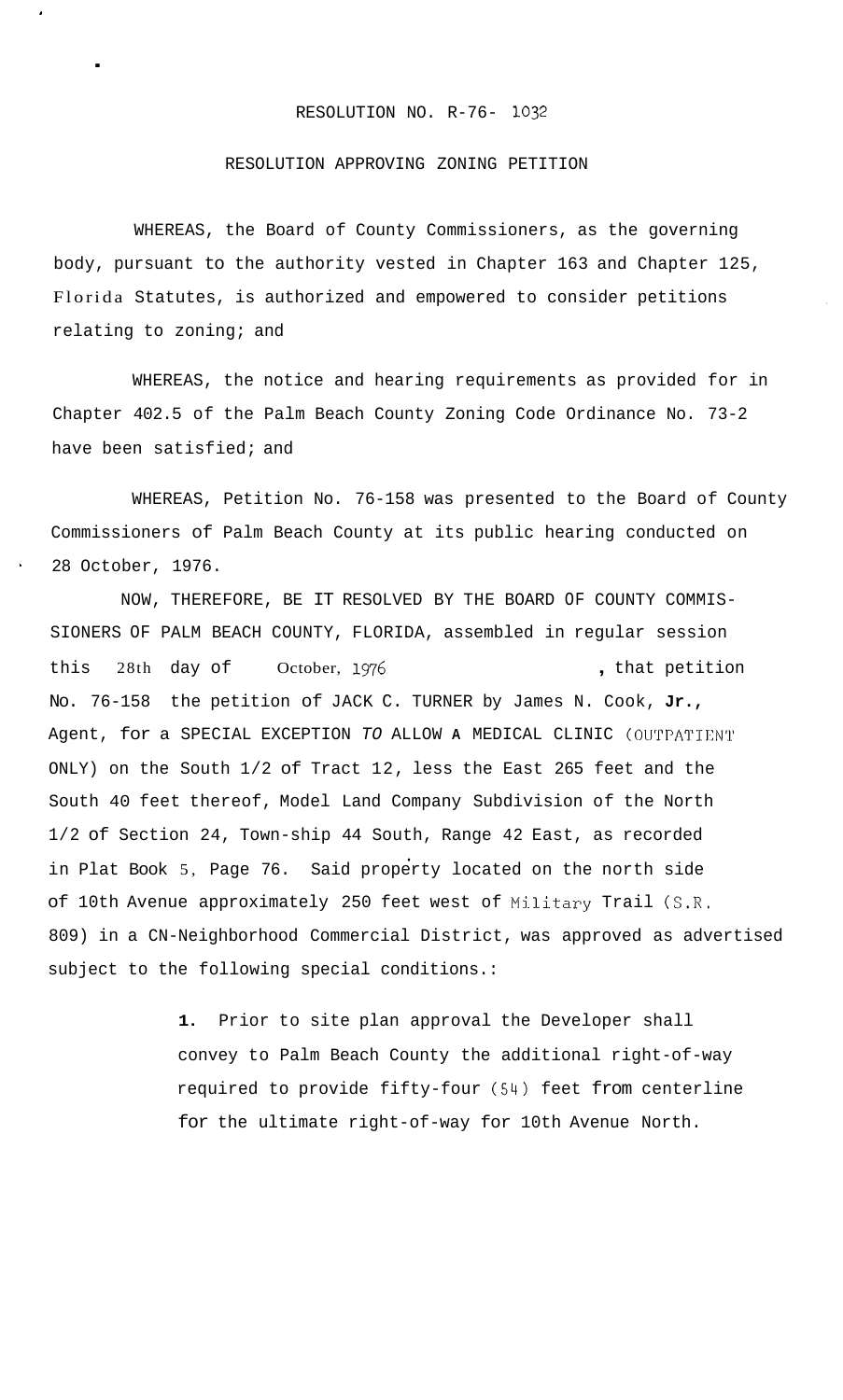RESOLUTION NO. R-76- 1032

RESOLUTION APPROVING ZONING PETITION

WHEREAS, the Board of County Commissioners, as the governing body, pursuant to the authority vested in Chapter 163 and Chapter 125, Florida Statutes, is authorized and empowered to consider petitions relating to zoning; and

WHEREAS, the notice and hearing requirements as provided for in Chapter 402.5 of the Palm Beach County Zoning Code Ordinance No. 73-2 have been satisfied; and

WHEREAS, Petition No. 76-158 was presented to the Board of County Commissioners of Palm Beach County at its public hearing conducted on 28 October, 1976.

NOW, THEREFORE, BE IT RESOLVED BY THE BOARD OF COUNTY COMMISSIONERS OF PALM BEACH COUNTY, FLORIDA, assembled in regular session this 28th day of October, 1976, that petition No. 76-158 the petition of JACK C. TURNER by James N. Cook, **Jr.**, Agent, for a SPECIAL EXCEPTION *TO* ALLOW **A** MEDICAL CLINIC (OUTPATIENT ONLY) on the South 1/2 of Tract 12, less the East 265 feet and the South 40 feet thereof, Model Land Company Subdivision of the North 1/2 of Section 24, Town-ship 44 South, Range 42 East, as recorded in Plat Book 5, Page 76. Said property located on the north side of 10th Avenue approximately 250 feet west of Military Trail (S.R. 809) in a CN-Neighborhood Commercial District, was approved as advertised subject to the following special conditions.:

1. Prior to site plan approval the Developer shall convey to Palm Beach County the additional right-of-way required to provide fifty-four (54) feet from centerline for the ultimate right-of-way for 10th Avenue North.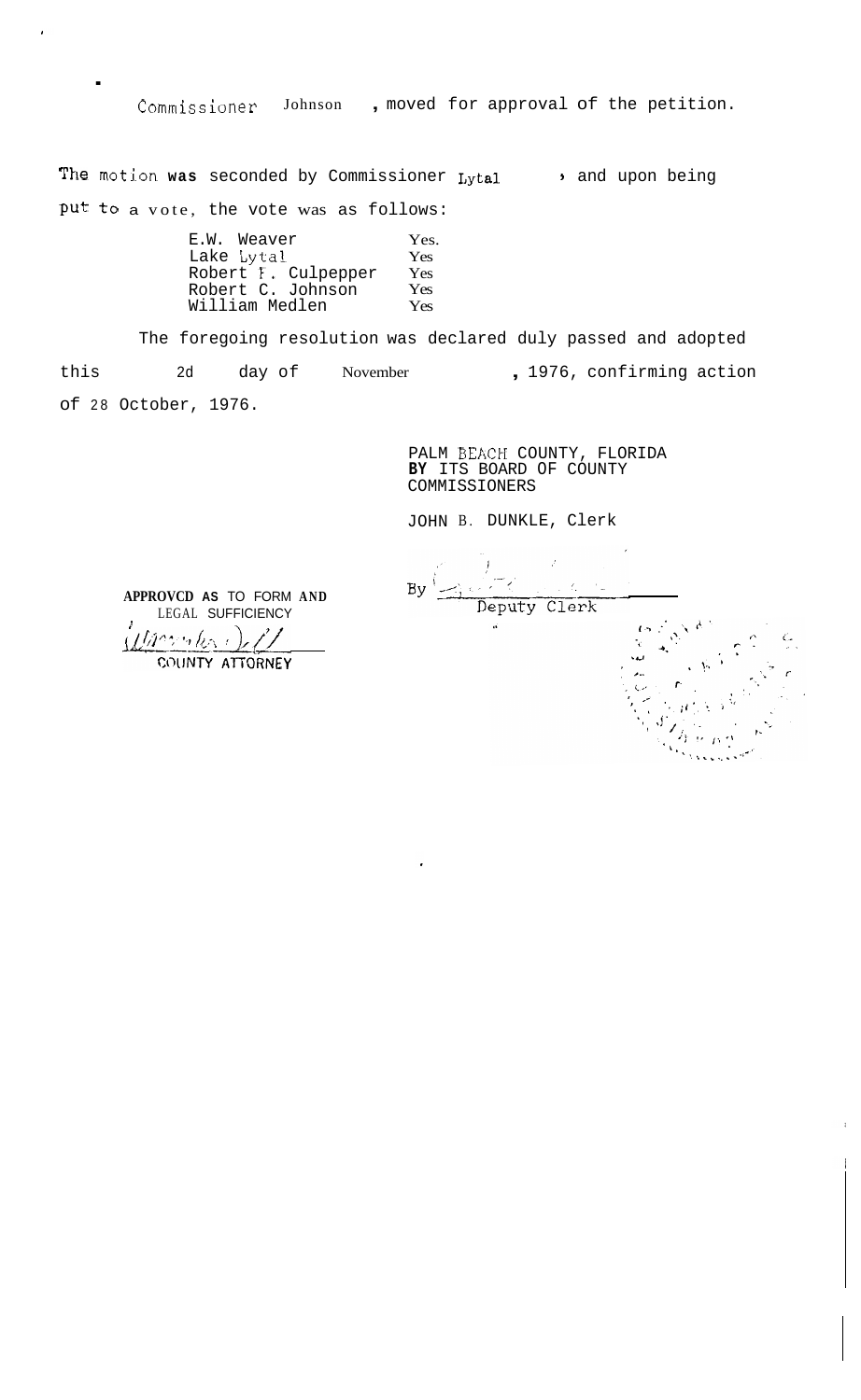Commissioner Johnson, moved for approval of the petition.

The motion was seconded by Commissioner Lytal, and upon being put to a vote, the vote was as follows:

| | |
|---|---|
| E.W. Weaver | Yes. |
| Lake Lytal | Yes |
| Robert F. Culpepper | Yes |
| Robert C. Johnson | Yes |
| William Medlen | Yes |

The foregoing resolution was declared duly passed and adopted this 2d day of November, 1976, confirming action of 28 October, 1976.

PALM BEACH COUNTY, FLORIDA
BY ITS BOARD OF COUNTY COMMISSIONERS

JOHN B. DUNKLE, Clerk

By ____________________
Deputy Clerk

APPROVCD AS TO FORM AND LEGAL SUFFICIENCY

____________________
COUNTY ATTORNEY